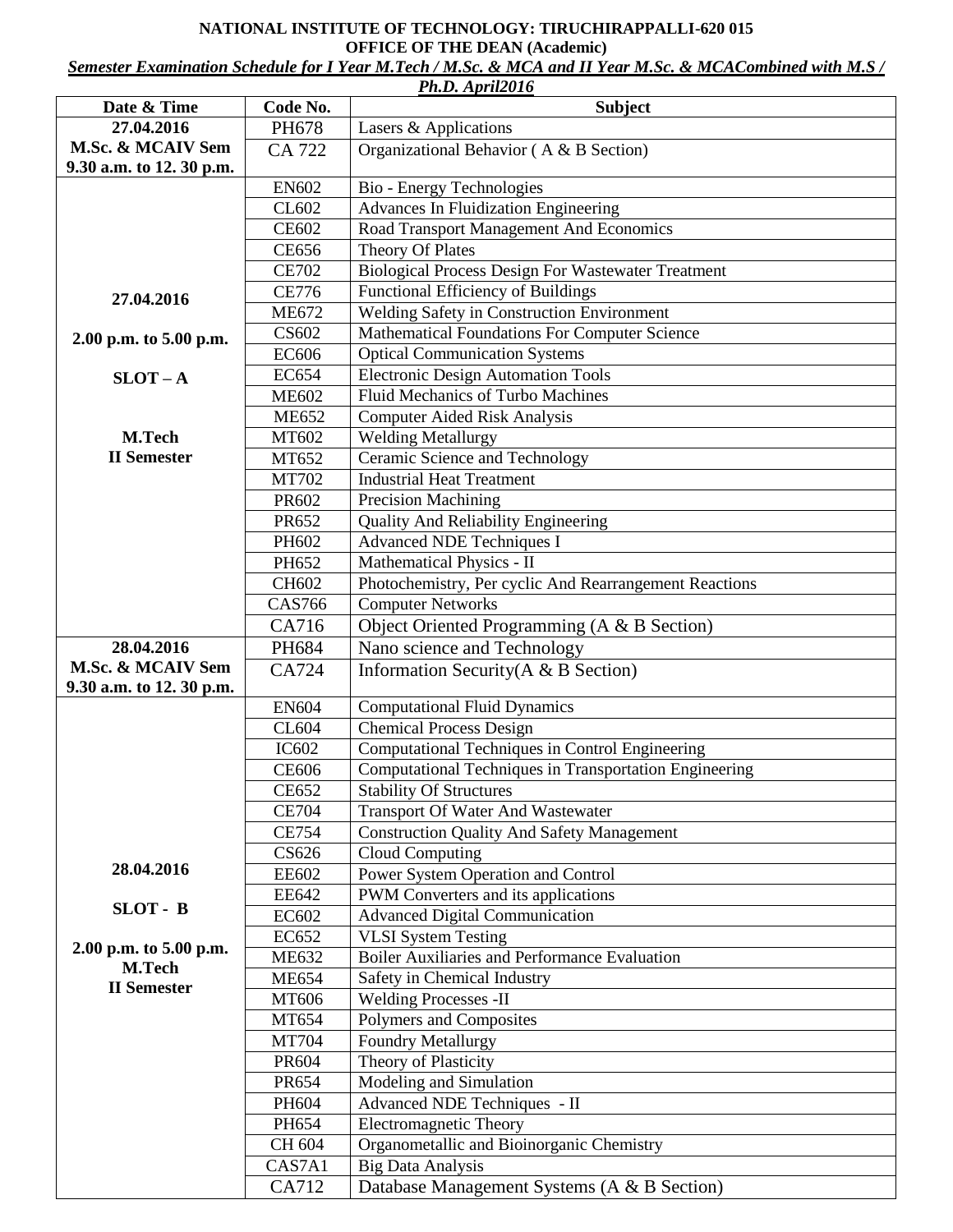**NATIONAL INSTITUTE OF TECHNOLOGY: TIRUCHIRAPPALLI-620 015**

**OFFICE OF THE DEAN (Academic)**

***Semester Examination Schedule for I Year M.Tech / M.Sc. & MCA and II Year M.Sc. & MCACombined with M.S / Ph.D. April2016***

| Date & Time | Code No. | Subject |
|---|---|---|
| **27.04.2016 M.Sc. & MCAIV Sem 9.30 a.m. to 12. 30 p.m.** | PH678 | Lasers & Applications |
| | CA 722 | Organizational Behavior ( A & B Section) |
| **27.04.2016 2.00 p.m. to 5.00 p.m. SLOT – A M.Tech II Semester** | EN602 | Bio - Energy Technologies |
| | CL602 | Advances In Fluidization Engineering |
| | CE602 | Road Transport Management And Economics |
| | CE656 | Theory Of Plates |
| | CE702 | Biological Process Design For Wastewater Treatment |
| | CE776 | Functional Efficiency of Buildings |
| | ME672 | Welding Safety in Construction Environment |
| | CS602 | Mathematical Foundations For Computer Science |
| | EC606 | Optical Communication Systems |
| | EC654 | Electronic Design Automation Tools |
| | ME602 | Fluid Mechanics of Turbo Machines |
| | ME652 | Computer Aided Risk Analysis |
| | MT602 | Welding Metallurgy |
| | MT652 | Ceramic Science and Technology |
| | MT702 | Industrial Heat Treatment |
| | PR602 | Precision Machining |
| | PR652 | Quality And Reliability Engineering |
| | PH602 | Advanced NDE Techniques I |
| | PH652 | Mathematical Physics - II |
| | CH602 | Photochemistry, Per cyclic And Rearrangement Reactions |
| | CAS766 | Computer Networks |
| | CA716 | Object Oriented Programming (A & B Section) |
| **28.04.2016 M.Sc. & MCAIV Sem 9.30 a.m. to 12. 30 p.m.** | PH684 | Nano science and Technology |
| | CA724 | Information Security(A & B Section) |
| **28.04.2016 SLOT - B 2.00 p.m. to 5.00 p.m. M.Tech II Semester** | EN604 | Computational Fluid Dynamics |
| | CL604 | Chemical Process Design |
| | IC602 | Computational Techniques in Control Engineering |
| | CE606 | Computational Techniques in Transportation Engineering |
| | CE652 | Stability Of Structures |
| | CE704 | Transport Of Water And Wastewater |
| | CE754 | Construction Quality And Safety Management |
| | CS626 | Cloud Computing |
| | EE602 | Power System Operation and Control |
| | EE642 | PWM Converters and its applications |
| | EC602 | Advanced Digital Communication |
| | EC652 | VLSI System Testing |
| | ME632 | Boiler Auxiliaries and Performance Evaluation |
| | ME654 | Safety in Chemical Industry |
| | MT606 | Welding Processes -II |
| | MT654 | Polymers and Composites |
| | MT704 | Foundry Metallurgy |
| | PR604 | Theory of Plasticity |
| | PR654 | Modeling and Simulation |
| | PH604 | Advanced NDE Techniques - II |
| | PH654 | Electromagnetic Theory |
| | CH 604 | Organometallic and Bioinorganic Chemistry |
| | CAS7A1 | Big Data Analysis |
| | CA712 | Database Management Systems (A & B Section) |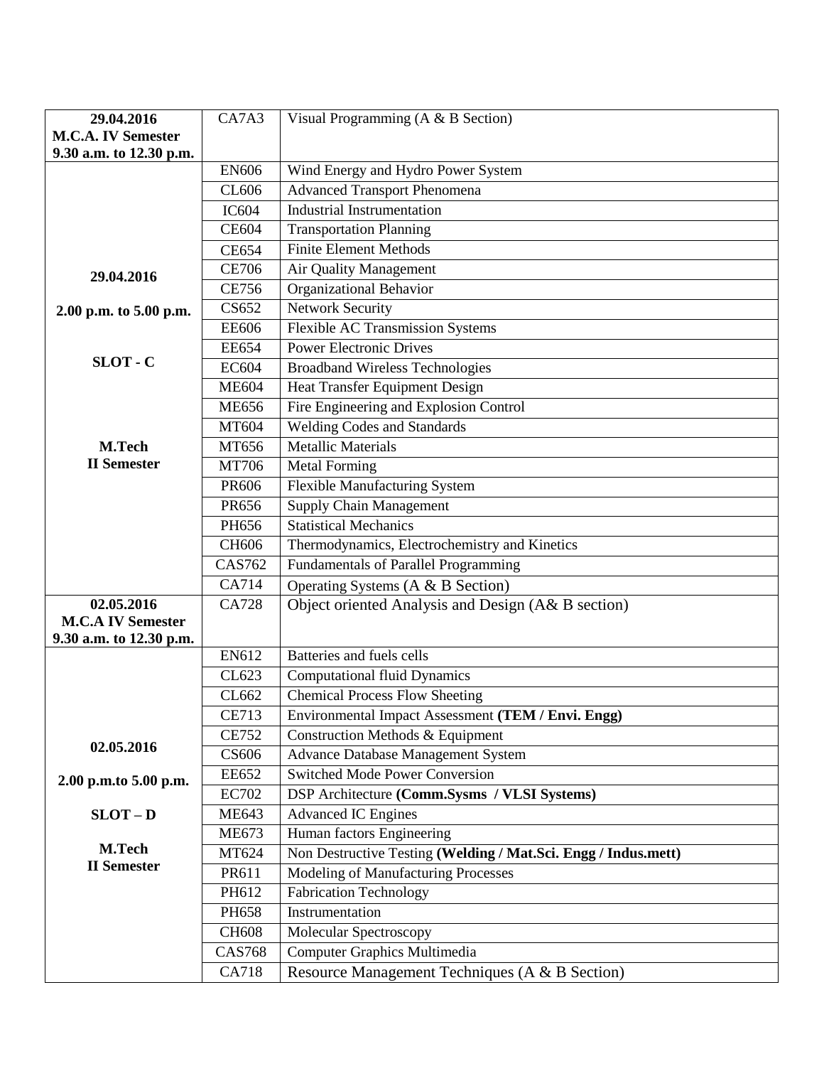| | | |
|---|---|---|
| **29.04.2016 M.C.A. IV Semester 9.30 a.m. to 12.30 p.m.** | CA7A3 | Visual Programming (A & B Section) |
| **29.04.2016 2.00 p.m. to 5.00 p.m. SLOT - C M.Tech II Semester** | EN606 | Wind Energy and Hydro Power System |
| | CL606 | Advanced Transport Phenomena |
| | IC604 | Industrial Instrumentation |
| | CE604 | Transportation Planning |
| | CE654 | Finite Element Methods |
| | CE706 | Air Quality Management |
| | CE756 | Organizational Behavior |
| | CS652 | Network Security |
| | EE606 | Flexible AC Transmission Systems |
| | EE654 | Power Electronic Drives |
| | EC604 | Broadband Wireless Technologies |
| | ME604 | Heat Transfer Equipment Design |
| | ME656 | Fire Engineering and Explosion Control |
| | MT604 | Welding Codes and Standards |
| | MT656 | Metallic Materials |
| | MT706 | Metal Forming |
| | PR606 | Flexible Manufacturing System |
| | PR656 | Supply Chain Management |
| | PH656 | Statistical Mechanics |
| | CH606 | Thermodynamics, Electrochemistry and Kinetics |
| | CAS762 | Fundamentals of Parallel Programming |
| | CA714 | Operating Systems (A & B Section) |
| **02.05.2016 M.C.A IV Semester 9.30 a.m. to 12.30 p.m.** | CA728 | Object oriented Analysis and Design (A& B section) |
| **02.05.2016 2.00 p.m.to 5.00 p.m. SLOT – D M.Tech II Semester** | EN612 | Batteries and fuels cells |
| | CL623 | Computational fluid Dynamics |
| | CL662 | Chemical Process Flow Sheeting |
| | CE713 | Environmental Impact Assessment **(TEM / Envi. Engg)** |
| | CE752 | Construction Methods & Equipment |
| | CS606 | Advance Database Management System |
| | EE652 | Switched Mode Power Conversion |
| | EC702 | DSP Architecture **(Comm.Sysms / VLSI Systems)** |
| | ME643 | Advanced IC Engines |
| | ME673 | Human factors Engineering |
| | MT624 | Non Destructive Testing **(Welding / Mat.Sci. Engg / Indus.mett)** |
| | PR611 | Modeling of Manufacturing Processes |
| | PH612 | Fabrication Technology |
| | PH658 | Instrumentation |
| | CH608 | Molecular Spectroscopy |
| | CAS768 | Computer Graphics Multimedia |
| | CA718 | Resource Management Techniques (A & B Section) |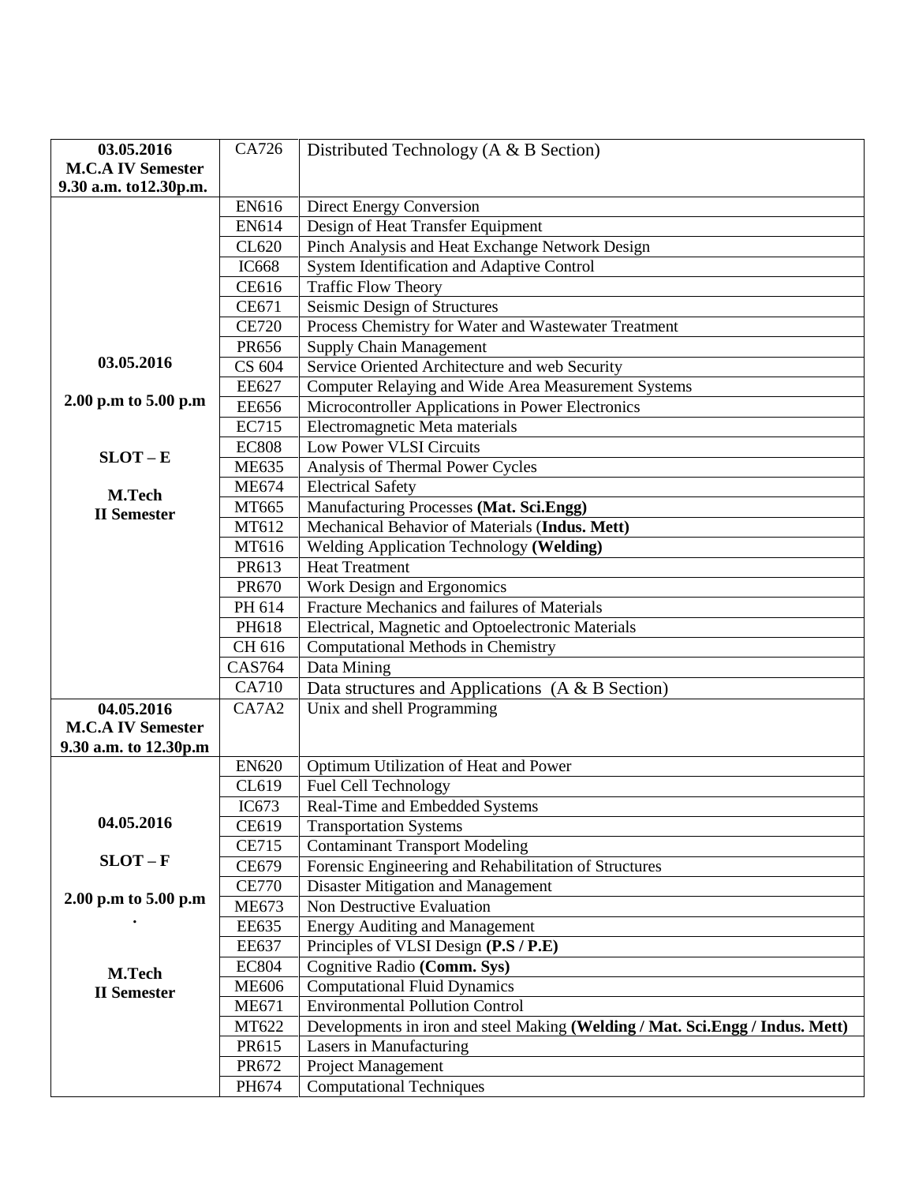| | | |
|---|---|---|
| **03.05.2016 M.C.A IV Semester 9.30 a.m. to12.30p.m.** | CA726 | Distributed Technology (A & B Section) |
| **03.05.2016 2.00 p.m to 5.00 p.m SLOT – E M.Tech II Semester** | EN616 | Direct Energy Conversion |
| | EN614 | Design of Heat Transfer Equipment |
| | CL620 | Pinch Analysis and Heat Exchange Network Design |
| | IC668 | System Identification and Adaptive Control |
| | CE616 | Traffic Flow Theory |
| | CE671 | Seismic Design of Structures |
| | CE720 | Process Chemistry for Water and Wastewater Treatment |
| | PR656 | Supply Chain Management |
| | CS 604 | Service Oriented Architecture and web Security |
| | EE627 | Computer Relaying and Wide Area Measurement Systems |
| | EE656 | Microcontroller Applications in Power Electronics |
| | EC715 | Electromagnetic Meta materials |
| | EC808 | Low Power VLSI Circuits |
| | ME635 | Analysis of Thermal Power Cycles |
| | ME674 | Electrical Safety |
| | MT665 | Manufacturing Processes **(Mat. Sci.Engg)** |
| | MT612 | Mechanical Behavior of Materials (**Indus. Mett)** |
| | MT616 | Welding Application Technology **(Welding)** |
| | PR613 | Heat Treatment |
| | PR670 | Work Design and Ergonomics |
| | PH 614 | Fracture Mechanics and failures of Materials |
| | PH618 | Electrical, Magnetic and Optoelectronic Materials |
| | CH 616 | Computational Methods in Chemistry |
| | CAS764 | Data Mining |
| | CA710 | Data structures and Applications (A & B Section) |
| **04.05.2016 M.C.A IV Semester 9.30 a.m. to 12.30p.m** | CA7A2 | Unix and shell Programming |
| **04.05.2016 SLOT – F 2.00 p.m to 5.00 p.m . M.Tech II Semester** | EN620 | Optimum Utilization of Heat and Power |
| | CL619 | Fuel Cell Technology |
| | IC673 | Real-Time and Embedded Systems |
| | CE619 | Transportation Systems |
| | CE715 | Contaminant Transport Modeling |
| | CE679 | Forensic Engineering and Rehabilitation of Structures |
| | CE770 | Disaster Mitigation and Management |
| | ME673 | Non Destructive Evaluation |
| | EE635 | Energy Auditing and Management |
| | EE637 | Principles of VLSI Design **(P.S / P.E)** |
| | EC804 | Cognitive Radio **(Comm. Sys)** |
| | ME606 | Computational Fluid Dynamics |
| | ME671 | Environmental Pollution Control |
| | MT622 | Developments in iron and steel Making **(Welding / Mat. Sci.Engg / Indus. Mett)** |
| | PR615 | Lasers in Manufacturing |
| | PR672 | Project Management |
| | PH674 | Computational Techniques |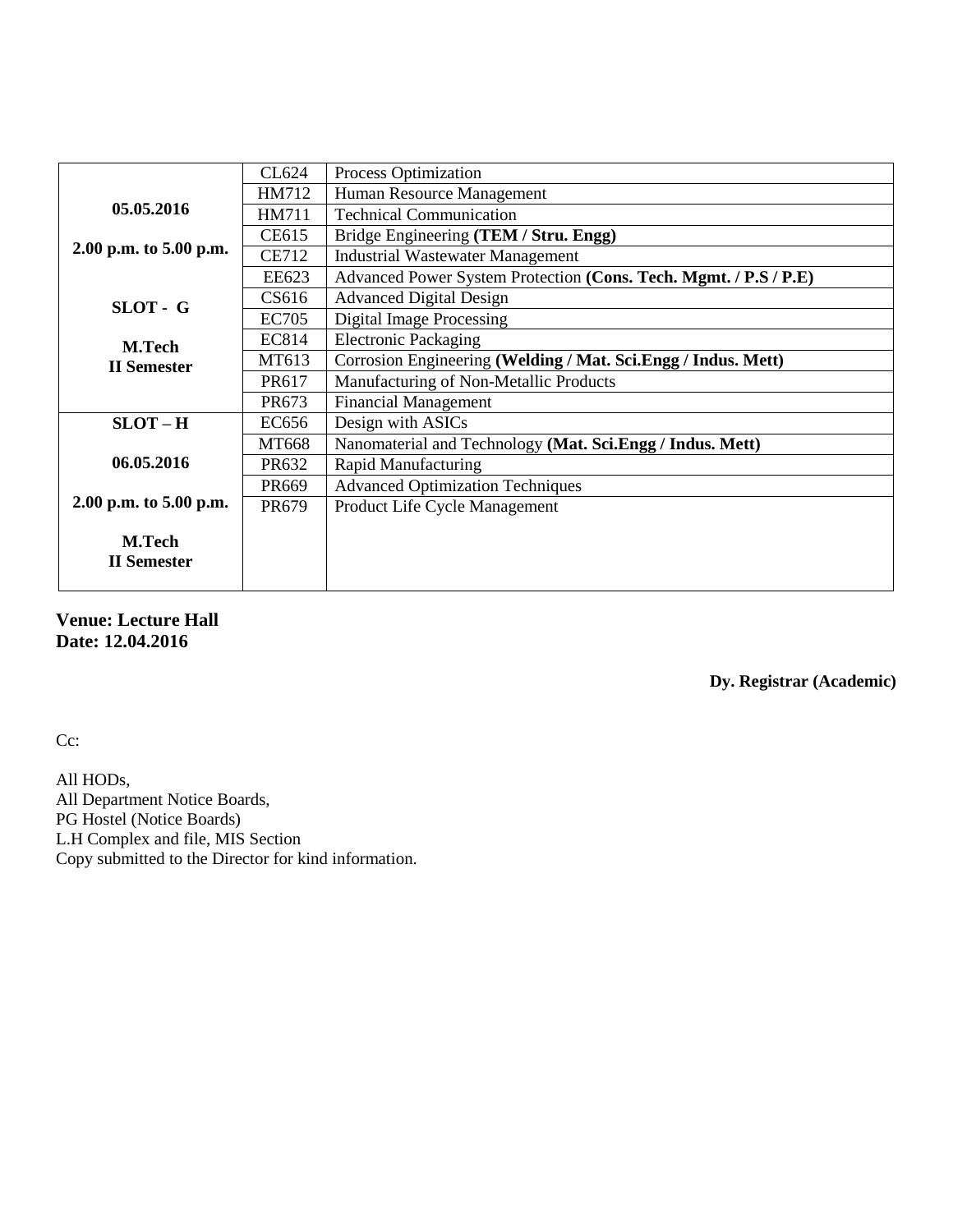| | | |
|---|---|---|
| **05.05.2016**<br><br>**2.00 p.m. to 5.00 p.m.**<br><br>**SLOT - G**<br><br>**M.Tech II Semester** | CL624 | Process Optimization |
| | HM712 | Human Resource Management |
| | HM711 | Technical Communication |
| | CE615 | Bridge Engineering **(TEM / Stru. Engg)** |
| | CE712 | Industrial Wastewater Management |
| | EE623 | Advanced Power System Protection **(Cons. Tech. Mgmt. / P.S / P.E)** |
| | CS616 | Advanced Digital Design |
| | EC705 | Digital Image Processing |
| | EC814 | Electronic Packaging |
| | MT613 | Corrosion Engineering **(Welding / Mat. Sci.Engg / Indus. Mett)** |
| | PR617 | Manufacturing of Non-Metallic Products |
| | PR673 | Financial Management |
| **SLOT – H**<br><br>**06.05.2016**<br><br>**2.00 p.m. to 5.00 p.m.**<br><br>**M.Tech II Semester** | EC656 | Design with ASICs |
| | MT668 | Nanomaterial and Technology **(Mat. Sci.Engg / Indus. Mett)** |
| | PR632 | Rapid Manufacturing |
| | PR669 | Advanced Optimization Techniques |
| | PR679 | Product Life Cycle Management |

**Venue: Lecture Hall**
**Date: 12.04.2016**

**Dy. Registrar (Academic)**

Cc:

All HODs,
All Department Notice Boards,
PG Hostel (Notice Boards)
L.H Complex and file, MIS Section
Copy submitted to the Director for kind information.